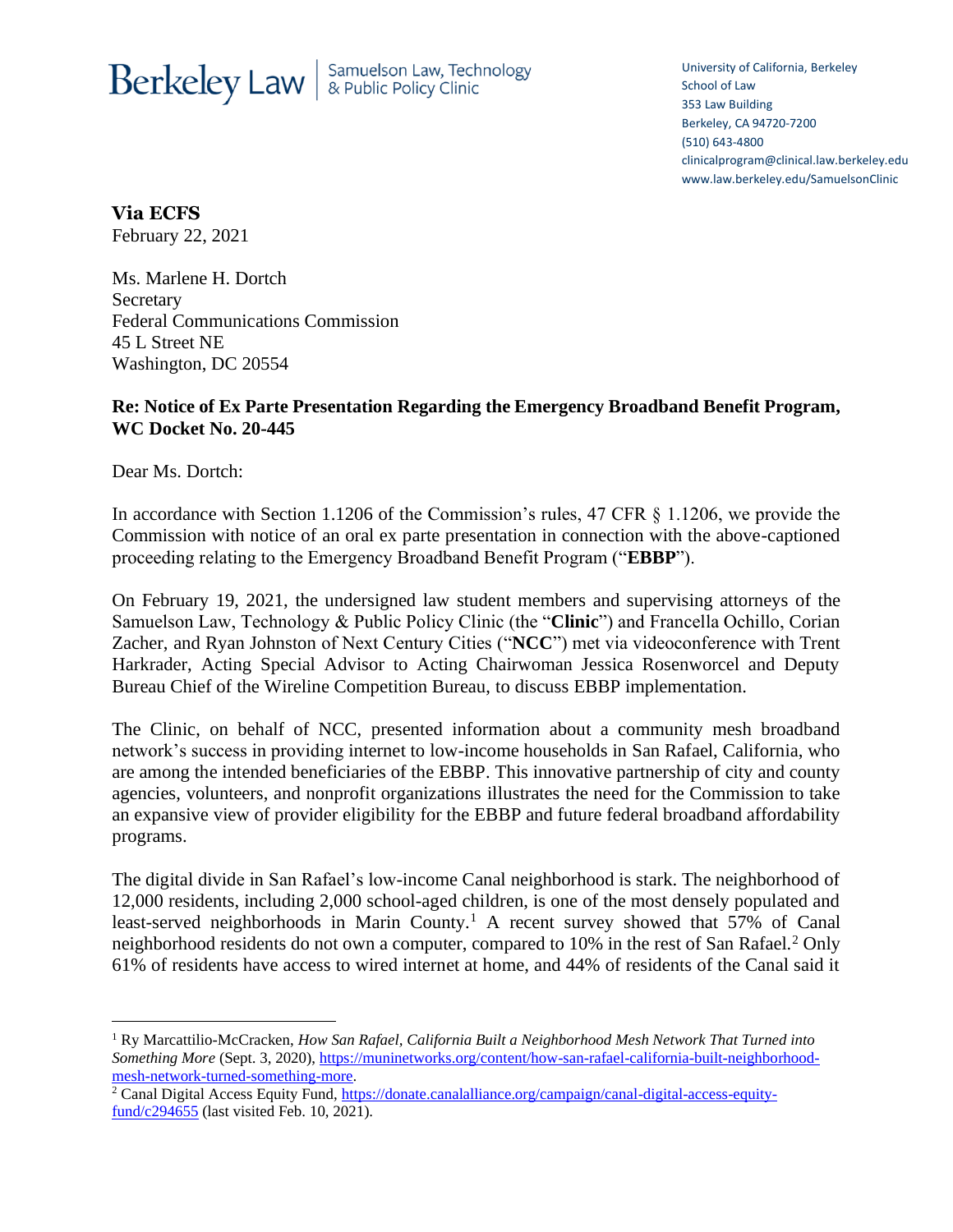Berkeley Law | Samuelson Law, Technology & Public Policy Clinic

University of California, Berkeley
School of Law
353 Law Building
Berkeley, CA 94720-7200
(510) 643-4800
clinicalprogram@clinical.law.berkeley.edu
www.law.berkeley.edu/SamuelsonClinic

**Via ECFS**
February 22, 2021

Ms. Marlene H. Dortch
Secretary
Federal Communications Commission
45 L Street NE
Washington, DC 20554

**Re: Notice of Ex Parte Presentation Regarding the Emergency Broadband Benefit Program, WC Docket No. 20-445**

Dear Ms. Dortch:

In accordance with Section 1.1206 of the Commission's rules, 47 CFR § 1.1206, we provide the Commission with notice of an oral ex parte presentation in connection with the above-captioned proceeding relating to the Emergency Broadband Benefit Program ("**EBBP**").

On February 19, 2021, the undersigned law student members and supervising attorneys of the Samuelson Law, Technology & Public Policy Clinic (the "**Clinic**") and Francella Ochillo, Corian Zacher, and Ryan Johnston of Next Century Cities ("**NCC**") met via videoconference with Trent Harkrader, Acting Special Advisor to Acting Chairwoman Jessica Rosenworcel and Deputy Bureau Chief of the Wireline Competition Bureau, to discuss EBBP implementation.

The Clinic, on behalf of NCC, presented information about a community mesh broadband network's success in providing internet to low-income households in San Rafael, California, who are among the intended beneficiaries of the EBBP. This innovative partnership of city and county agencies, volunteers, and nonprofit organizations illustrates the need for the Commission to take an expansive view of provider eligibility for the EBBP and future federal broadband affordability programs.

The digital divide in San Rafael's low-income Canal neighborhood is stark. The neighborhood of 12,000 residents, including 2,000 school-aged children, is one of the most densely populated and least-served neighborhoods in Marin County.[1] A recent survey showed that 57% of Canal neighborhood residents do not own a computer, compared to 10% in the rest of San Rafael.[2] Only 61% of residents have access to wired internet at home, and 44% of residents of the Canal said it

---

[1] Ry Marcattilio-McCracken, *How San Rafael, California Built a Neighborhood Mesh Network That Turned into Something More* (Sept. 3, 2020), https://muninetworks.org/content/how-san-rafael-california-built-neighborhood-mesh-network-turned-something-more.

[2] Canal Digital Access Equity Fund, https://donate.canalalliance.org/campaign/canal-digital-access-equity-fund/c294655 (last visited Feb. 10, 2021).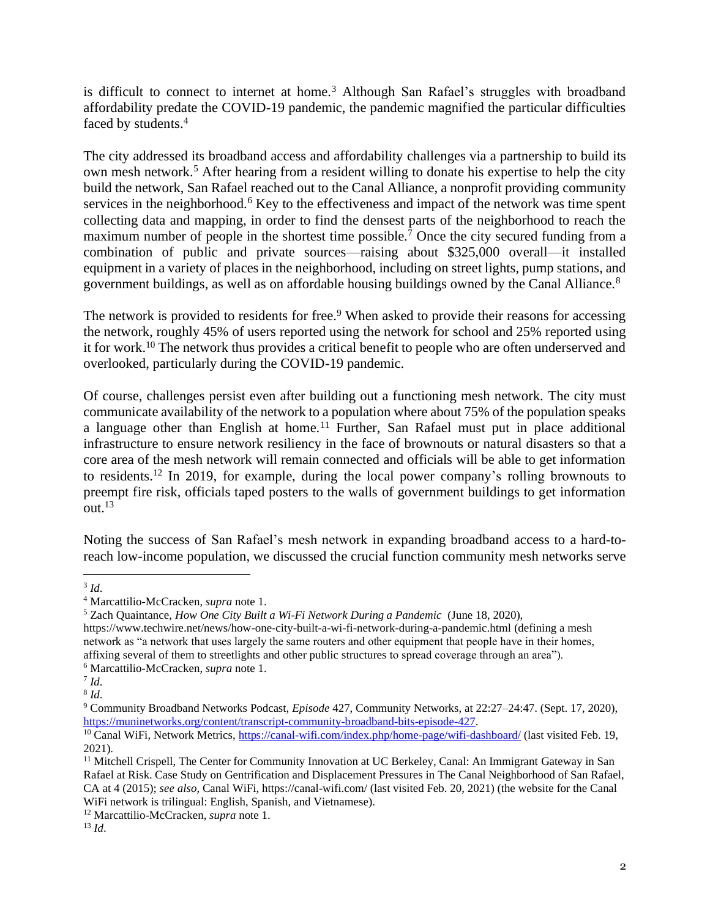is difficult to connect to internet at home.[3] Although San Rafael's struggles with broadband affordability predate the COVID-19 pandemic, the pandemic magnified the particular difficulties faced by students.[4]

The city addressed its broadband access and affordability challenges via a partnership to build its own mesh network.[5] After hearing from a resident willing to donate his expertise to help the city build the network, San Rafael reached out to the Canal Alliance, a nonprofit providing community services in the neighborhood.[6] Key to the effectiveness and impact of the network was time spent collecting data and mapping, in order to find the densest parts of the neighborhood to reach the maximum number of people in the shortest time possible.[7] Once the city secured funding from a combination of public and private sources—raising about $325,000 overall—it installed equipment in a variety of places in the neighborhood, including on street lights, pump stations, and government buildings, as well as on affordable housing buildings owned by the Canal Alliance.[8]

The network is provided to residents for free.[9] When asked to provide their reasons for accessing the network, roughly 45% of users reported using the network for school and 25% reported using it for work.[10] The network thus provides a critical benefit to people who are often underserved and overlooked, particularly during the COVID-19 pandemic.

Of course, challenges persist even after building out a functioning mesh network. The city must communicate availability of the network to a population where about 75% of the population speaks a language other than English at home.[11] Further, San Rafael must put in place additional infrastructure to ensure network resiliency in the face of brownouts or natural disasters so that a core area of the mesh network will remain connected and officials will be able to get information to residents.[12] In 2019, for example, during the local power company's rolling brownouts to preempt fire risk, officials taped posters to the walls of government buildings to get information out.[13]

Noting the success of San Rafael's mesh network in expanding broadband access to a hard-to-reach low-income population, we discussed the crucial function community mesh networks serve

---

[3] *Id*.

[4] Marcattilio-McCracken, *supra* note 1.

[5] Zach Quaintance, *How One City Built a Wi-Fi Network During a Pandemic* (June 18, 2020), https://www.techwire.net/news/how-one-city-built-a-wi-fi-network-during-a-pandemic.html (defining a mesh network as "a network that uses largely the same routers and other equipment that people have in their homes, affixing several of them to streetlights and other public structures to spread coverage through an area").

[6] Marcattilio-McCracken, *supra* note 1.

[7] *Id*.

[8] *Id*.

[9] Community Broadband Networks Podcast, *Episode* 427, Community Networks, at 22:27–24:47. (Sept. 17, 2020), https://muninetworks.org/content/transcript-community-broadband-bits-episode-427.

[10] Canal WiFi, Network Metrics, https://canal-wifi.com/index.php/home-page/wifi-dashboard/ (last visited Feb. 19, 2021).

[11] Mitchell Crispell, The Center for Community Innovation at UC Berkeley, Canal: An Immigrant Gateway in San Rafael at Risk. Case Study on Gentrification and Displacement Pressures in The Canal Neighborhood of San Rafael, CA at 4 (2015); *see also*, Canal WiFi, https://canal-wifi.com/ (last visited Feb. 20, 2021) (the website for the Canal WiFi network is trilingual: English, Spanish, and Vietnamese).

[12] Marcattilio-McCracken, *supra* note 1.

[13] *Id*.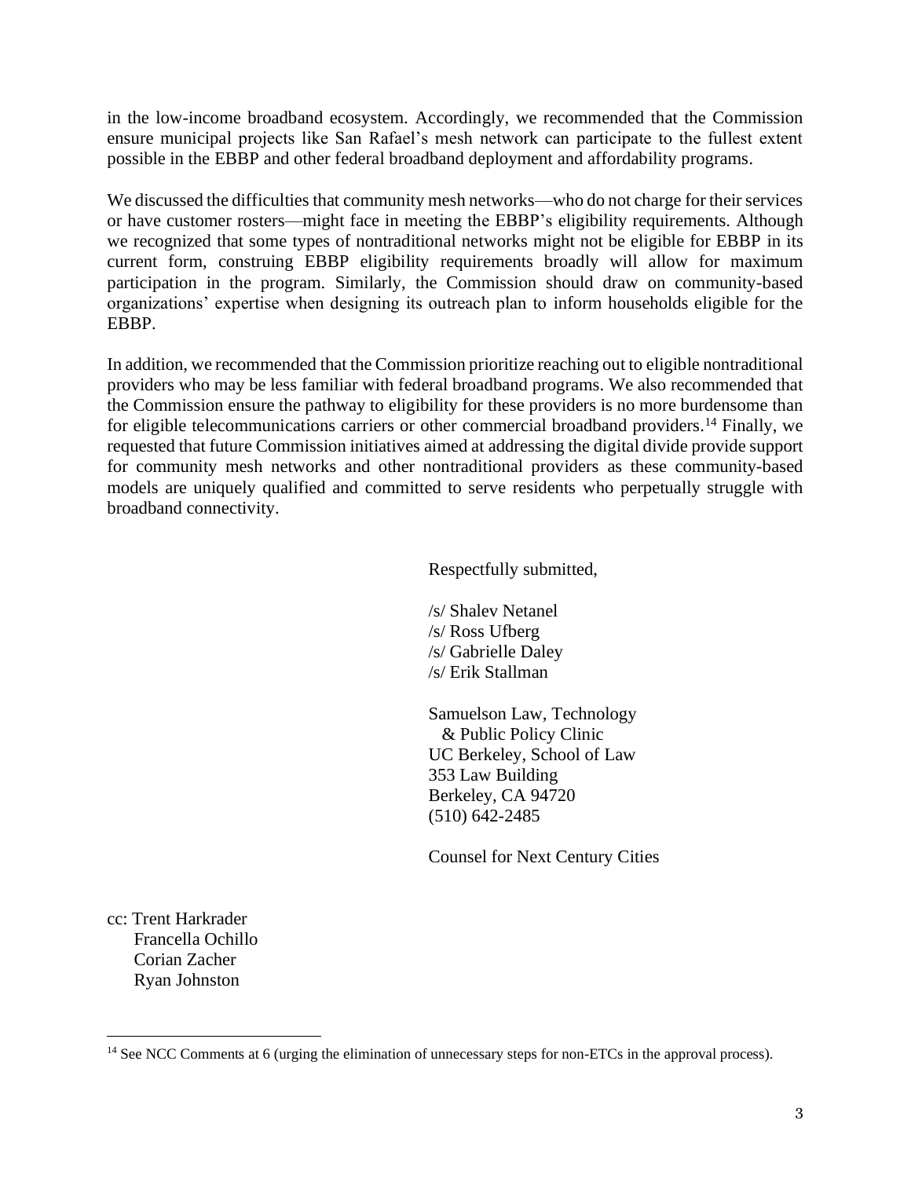in the low-income broadband ecosystem. Accordingly, we recommended that the Commission ensure municipal projects like San Rafael's mesh network can participate to the fullest extent possible in the EBBP and other federal broadband deployment and affordability programs.

We discussed the difficulties that community mesh networks—who do not charge for their services or have customer rosters—might face in meeting the EBBP's eligibility requirements. Although we recognized that some types of nontraditional networks might not be eligible for EBBP in its current form, construing EBBP eligibility requirements broadly will allow for maximum participation in the program. Similarly, the Commission should draw on community-based organizations' expertise when designing its outreach plan to inform households eligible for the EBBP.

In addition, we recommended that the Commission prioritize reaching out to eligible nontraditional providers who may be less familiar with federal broadband programs. We also recommended that the Commission ensure the pathway to eligibility for these providers is no more burdensome than for eligible telecommunications carriers or other commercial broadband providers.[14] Finally, we requested that future Commission initiatives aimed at addressing the digital divide provide support for community mesh networks and other nontraditional providers as these community-based models are uniquely qualified and committed to serve residents who perpetually struggle with broadband connectivity.

Respectfully submitted,

/s/ Shalev Netanel
/s/ Ross Ufberg
/s/ Gabrielle Daley
/s/ Erik Stallman

Samuelson Law, Technology & Public Policy Clinic
UC Berkeley, School of Law
353 Law Building
Berkeley, CA 94720
(510) 642-2485

Counsel for Next Century Cities

cc: Trent Harkrader
Francella Ochillo
Corian Zacher
Ryan Johnston

[14] See NCC Comments at 6 (urging the elimination of unnecessary steps for non-ETCs in the approval process).